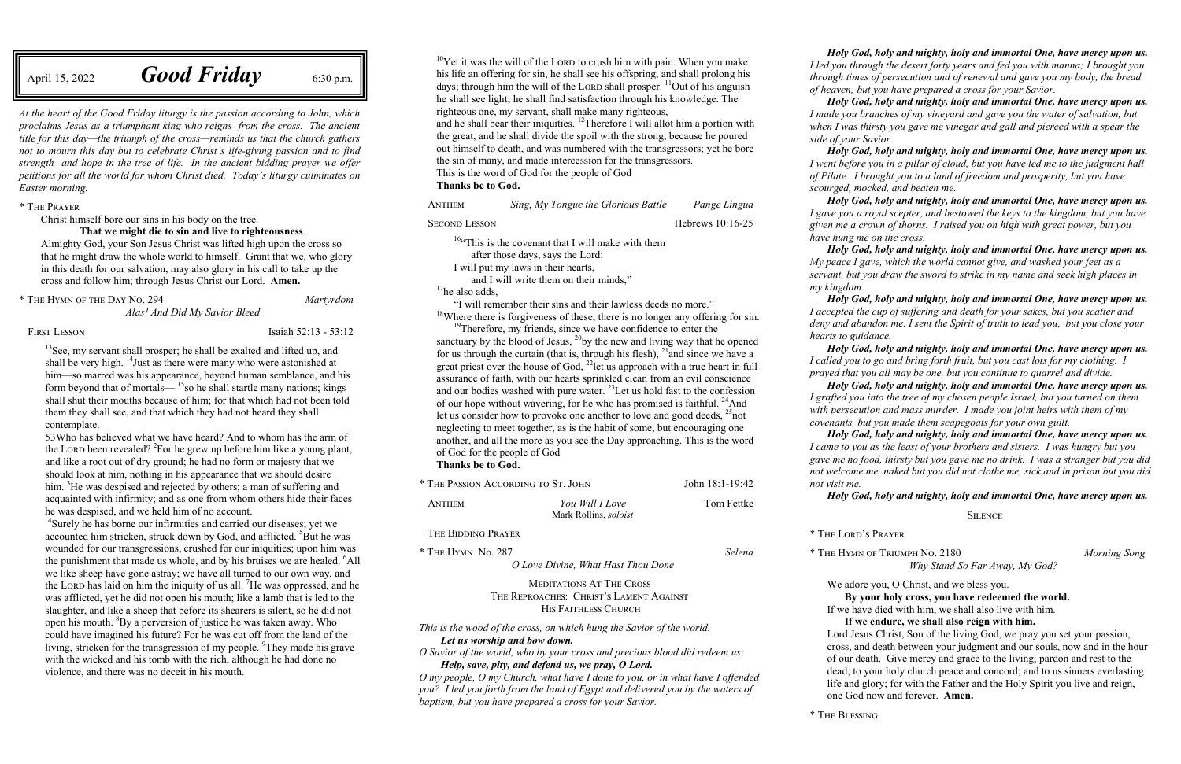# April 15, 2022 — Good Friday — 6:30 p.m.

*At the heart of the Good Friday liturgy is the passion according to John, which proclaims Jesus as a triumphant king who reigns from the cross. The ancient title for this day—the triumph of the cross—reminds us that the church gathers not to mourn this day but to celebrate Christ's life-giving passion and to find strength and hope in the tree of life. In the ancient bidding prayer we offer petitions for all the world for whom Christ died. Today's liturgy culminates on Easter morning.*

\* The Prayer

Christ himself bore our sins in his body on the tree.
**That we might die to sin and live to righteousness**.
Almighty God, your Son Jesus Christ was lifted high upon the cross so that he might draw the whole world to himself. Grant that we, who glory in this death for our salvation, may also glory in his call to take up the cross and follow him; through Jesus Christ our Lord. **Amen.**

\* The Hymn of the Day No. 294 — *Martyrdom*
*Alas! And Did My Savior Bleed*

First Lesson — Isaiah 52:13 - 53:12

[13]See, my servant shall prosper; he shall be exalted and lifted up, and shall be very high. [14]Just as there were many who were astonished at him—so marred was his appearance, beyond human semblance, and his form beyond that of mortals— [15]so he shall startle many nations; kings shall shut their mouths because of him; for that which had not been told them they shall see, and that which they had not heard they shall contemplate.
53Who has believed what we have heard? And to whom has the arm of the Lord been revealed? [2]For he grew up before him like a young plant, and like a root out of dry ground; he had no form or majesty that we should look at him, nothing in his appearance that we should desire him. [3]He was despised and rejected by others; a man of suffering and acquainted with infirmity; and as one from whom others hide their faces he was despised, and we held him of no account.
[4]Surely he has borne our infirmities and carried our diseases; yet we accounted him stricken, struck down by God, and afflicted. [5]But he was wounded for our transgressions, crushed for our iniquities; upon him was the punishment that made us whole, and by his bruises we are healed. [6]All we like sheep have gone astray; we have all turned to our own way, and the Lord has laid on him the iniquity of us all. [7]He was oppressed, and he was afflicted, yet he did not open his mouth; like a lamb that is led to the slaughter, and like a sheep that before its shearers is silent, so he did not open his mouth. [8]By a perversion of justice he was taken away. Who could have imagined his future? For he was cut off from the land of the living, stricken for the transgression of my people. [9]They made his grave with the wicked and his tomb with the rich, although he had done no violence, and there was no deceit in his mouth.

[10]Yet it was the will of the Lord to crush him with pain. When you make his life an offering for sin, he shall see his offspring, and shall prolong his days; through him the will of the Lord shall prosper. [11]Out of his anguish he shall see light; he shall find satisfaction through his knowledge. The righteous one, my servant, shall make many righteous, and he shall bear their iniquities. [12]Therefore I will allot him a portion with the great, and he shall divide the spoil with the strong; because he poured out himself to death, and was numbered with the transgressors; yet he bore the sin of many, and made intercession for the transgressors.
This is the word of God for the people of God
**Thanks be to God.**

Anthem — *Sing, My Tongue the Glorious Battle* — *Pange Lingua*

Second Lesson — Hebrews 10:16-25

[16]"This is the covenant that I will make with them
after those days, says the Lord:
I will put my laws in their hearts,
and I will write them on their minds,"
[17]he also adds,
"I will remember their sins and their lawless deeds no more."
[18]Where there is forgiveness of these, there is no longer any offering for sin.
[19]Therefore, my friends, since we have confidence to enter the sanctuary by the blood of Jesus, [20]by the new and living way that he opened for us through the curtain (that is, through his flesh), [21]and since we have a great priest over the house of God, [22]let us approach with a true heart in full assurance of faith, with our hearts sprinkled clean from an evil conscience and our bodies washed with pure water. [23]Let us hold fast to the confession of our hope without wavering, for he who has promised is faithful. [24]And let us consider how to provoke one another to love and good deeds, [25]not neglecting to meet together, as is the habit of some, but encouraging one another, and all the more as you see the Day approaching. This is the word of God for the people of God
**Thanks be to God.**

\* The Passion According to St. John — John 18:1-19:42

Anthem — *You Will I Love* — Tom Fettke
Mark Rollins, *soloist*

The Bidding Prayer

\* The Hymn No. 287 — *Selena*
*O Love Divine, What Hast Thou Done*

Meditations At The Cross
The Reproaches: Christ's Lament Against
His Faithless Church

*This is the wood of the cross, on which hung the Savior of the world.*
***Let us worship and bow down.***
*O Savior of the world, who by your cross and precious blood did redeem us:*
***Help, save, pity, and defend us, we pray, O Lord.***
*O my people, O my Church, what have I done to you, or in what have I offended you? I led you forth from the land of Egypt and delivered you by the waters of baptism, but you have prepared a cross for your Savior.*

***Holy God, holy and mighty, holy and immortal One, have mercy upon us.***
*I led you through the desert forty years and fed you with manna; I brought you through times of persecution and of renewal and gave you my body, the bread of heaven; but you have prepared a cross for your Savior.*
***Holy God, holy and mighty, holy and immortal One, have mercy upon us.***
*I made you branches of my vineyard and gave you the water of salvation, but when I was thirsty you gave me vinegar and gall and pierced with a spear the side of your Savior.*
***Holy God, holy and mighty, holy and immortal One, have mercy upon us.***
*I went before you in a pillar of cloud, but you have led me to the judgment hall of Pilate. I brought you to a land of freedom and prosperity, but you have scourged, mocked, and beaten me.*
***Holy God, holy and mighty, holy and immortal One, have mercy upon us.***
*I gave you a royal scepter, and bestowed the keys to the kingdom, but you have given me a crown of thorns. I raised you on high with great power, but you have hung me on the cross.*
***Holy God, holy and mighty, holy and immortal One, have mercy upon us.***
*My peace I gave, which the world cannot give, and washed your feet as a servant, but you draw the sword to strike in my name and seek high places in my kingdom.*
***Holy God, holy and mighty, holy and immortal One, have mercy upon us.***
*I accepted the cup of suffering and death for your sakes, but you scatter and deny and abandon me. I sent the Spirit of truth to lead you, but you close your hearts to guidance.*
***Holy God, holy and mighty, holy and immortal One, have mercy upon us.***
*I called you to go and bring forth fruit, but you cast lots for my clothing. I prayed that you all may be one, but you continue to quarrel and divide.*
***Holy God, holy and mighty, holy and immortal One, have mercy upon us.***
*I grafted you into the tree of my chosen people Israel, but you turned on them with persecution and mass murder. I made you joint heirs with them of my covenants, but you made them scapegoats for your own guilt.*
***Holy God, holy and mighty, holy and immortal One, have mercy upon us.***
*I came to you as the least of your brothers and sisters. I was hungry but you gave me no food, thirsty but you gave me no drink. I was a stranger but you did not welcome me, naked but you did not clothe me, sick and in prison but you did not visit me.*
***Holy God, holy and mighty, holy and immortal One, have mercy upon us.***

Silence

\* The Lord's Prayer

\* The Hymn of Triumph No. 2180 — *Morning Song*
*Why Stand So Far Away, My God?*

We adore you, O Christ, and we bless you.
**By your holy cross, you have redeemed the world.**
If we have died with him, we shall also live with him.
**If we endure, we shall also reign with him.**
Lord Jesus Christ, Son of the living God, we pray you set your passion, cross, and death between your judgment and our souls, now and in the hour of our death. Give mercy and grace to the living; pardon and rest to the dead; to your holy church peace and concord; and to us sinners everlasting life and glory; for with the Father and the Holy Spirit you live and reign, one God now and forever. **Amen.**

\* The Blessing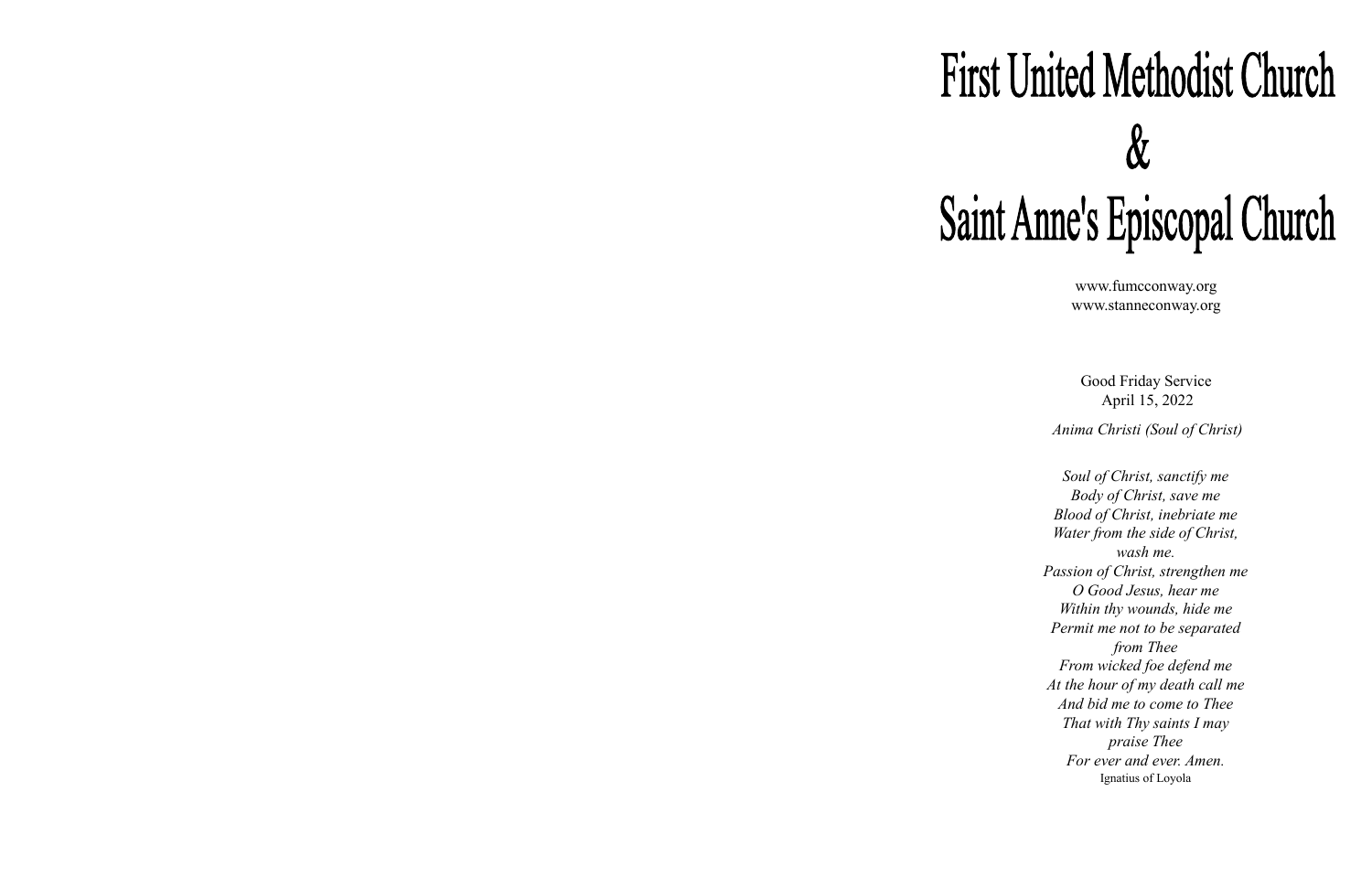# First United Methodist Church
# &
# Saint Anne's Episcopal Church

www.fumcconway.org
www.stanneconway.org

Good Friday Service
April 15, 2022

*Anima Christi (Soul of Christ)*

*Soul of Christ, sanctify me*
*Body of Christ, save me*
*Blood of Christ, inebriate me*
*Water from the side of Christ, wash me.*
*Passion of Christ, strengthen me*
*O Good Jesus, hear me*
*Within thy wounds, hide me*
*Permit me not to be separated from Thee*
*From wicked foe defend me*
*At the hour of my death call me*
*And bid me to come to Thee*
*That with Thy saints I may praise Thee*
*For ever and ever. Amen.*
Ignatius of Loyola